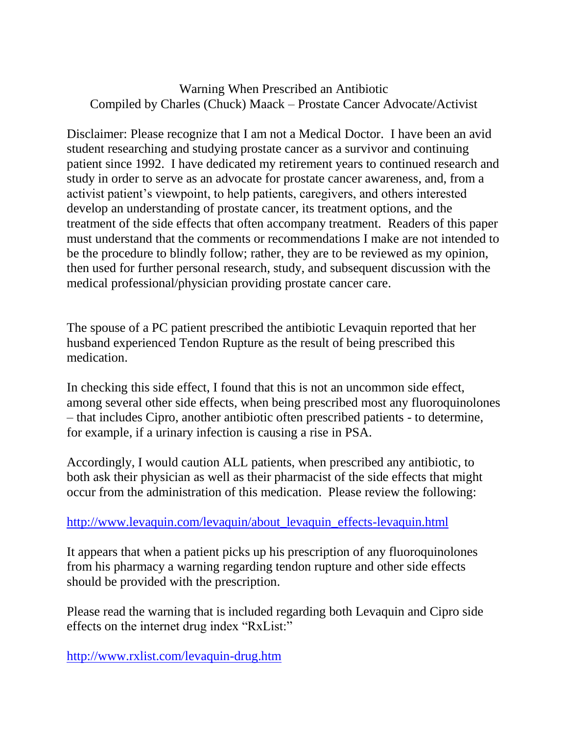# Warning When Prescribed an Antibiotic

Compiled by Charles (Chuck) Maack – Prostate Cancer Advocate/Activist

Disclaimer: Please recognize that I am not a Medical Doctor. I have been an avid student researching and studying prostate cancer as a survivor and continuing patient since 1992. I have dedicated my retirement years to continued research and study in order to serve as an advocate for prostate cancer awareness, and, from a activist patient's viewpoint, to help patients, caregivers, and others interested develop an understanding of prostate cancer, its treatment options, and the treatment of the side effects that often accompany treatment. Readers of this paper must understand that the comments or recommendations I make are not intended to be the procedure to blindly follow; rather, they are to be reviewed as my opinion, then used for further personal research, study, and subsequent discussion with the medical professional/physician providing prostate cancer care.

The spouse of a PC patient prescribed the antibiotic Levaquin reported that her husband experienced Tendon Rupture as the result of being prescribed this medication.

In checking this side effect, I found that this is not an uncommon side effect, among several other side effects, when being prescribed most any fluoroquinolones – that includes Cipro, another antibiotic often prescribed patients - to determine, for example, if a urinary infection is causing a rise in PSA.

Accordingly, I would caution ALL patients, when prescribed any antibiotic, to both ask their physician as well as their pharmacist of the side effects that might occur from the administration of this medication. Please review the following:

http://www.levaquin.com/levaquin/about_levaquin_effects-levaquin.html

It appears that when a patient picks up his prescription of any fluoroquinolones from his pharmacy a warning regarding tendon rupture and other side effects should be provided with the prescription.

Please read the warning that is included regarding both Levaquin and Cipro side effects on the internet drug index "RxList:"

http://www.rxlist.com/levaquin-drug.htm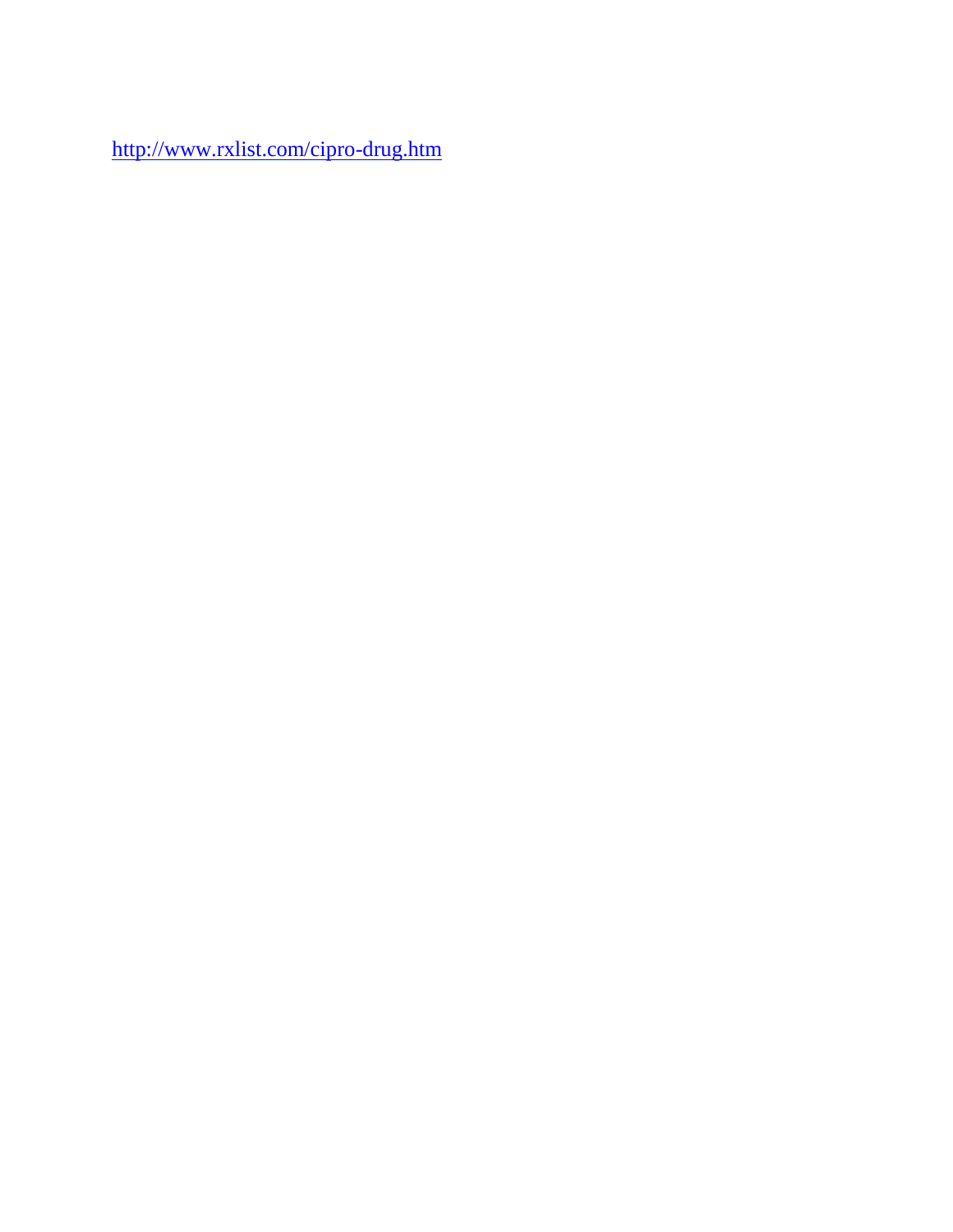http://www.rxlist.com/cipro-drug.htm